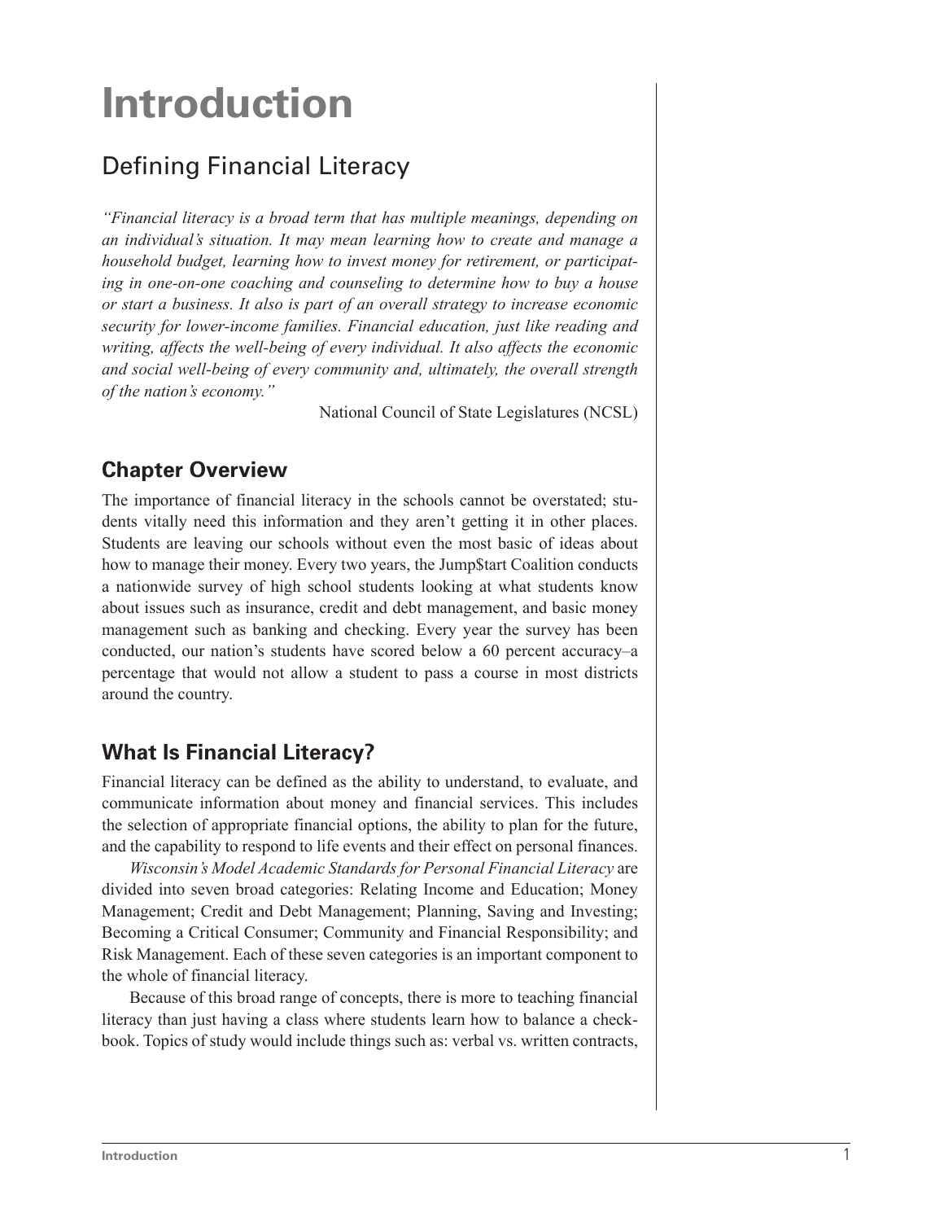# Introduction

## Defining Financial Literacy

*"Financial literacy is a broad term that has multiple meanings, depending on an individual's situation. It may mean learning how to create and manage a household budget, learning how to invest money for retirement, or participating in one-on-one coaching and counseling to determine how to buy a house or start a business. It also is part of an overall strategy to increase economic security for lower-income families. Financial education, just like reading and writing, affects the well-being of every individual. It also affects the economic and social well-being of every community and, ultimately, the overall strength of the nation's economy."*

National Council of State Legislatures (NCSL)

### Chapter Overview

The importance of financial literacy in the schools cannot be overstated; students vitally need this information and they aren't getting it in other places. Students are leaving our schools without even the most basic of ideas about how to manage their money. Every two years, the Jump$tart Coalition conducts a nationwide survey of high school students looking at what students know about issues such as insurance, credit and debt management, and basic money management such as banking and checking. Every year the survey has been conducted, our nation's students have scored below a 60 percent accuracy–a percentage that would not allow a student to pass a course in most districts around the country.

### What Is Financial Literacy?

Financial literacy can be defined as the ability to understand, to evaluate, and communicate information about money and financial services. This includes the selection of appropriate financial options, the ability to plan for the future, and the capability to respond to life events and their effect on personal finances.

*Wisconsin's Model Academic Standards for Personal Financial Literacy* are divided into seven broad categories: Relating Income and Education; Money Management; Credit and Debt Management; Planning, Saving and Investing; Becoming a Critical Consumer; Community and Financial Responsibility; and Risk Management. Each of these seven categories is an important component to the whole of financial literacy.

Because of this broad range of concepts, there is more to teaching financial literacy than just having a class where students learn how to balance a checkbook. Topics of study would include things such as: verbal vs. written contracts,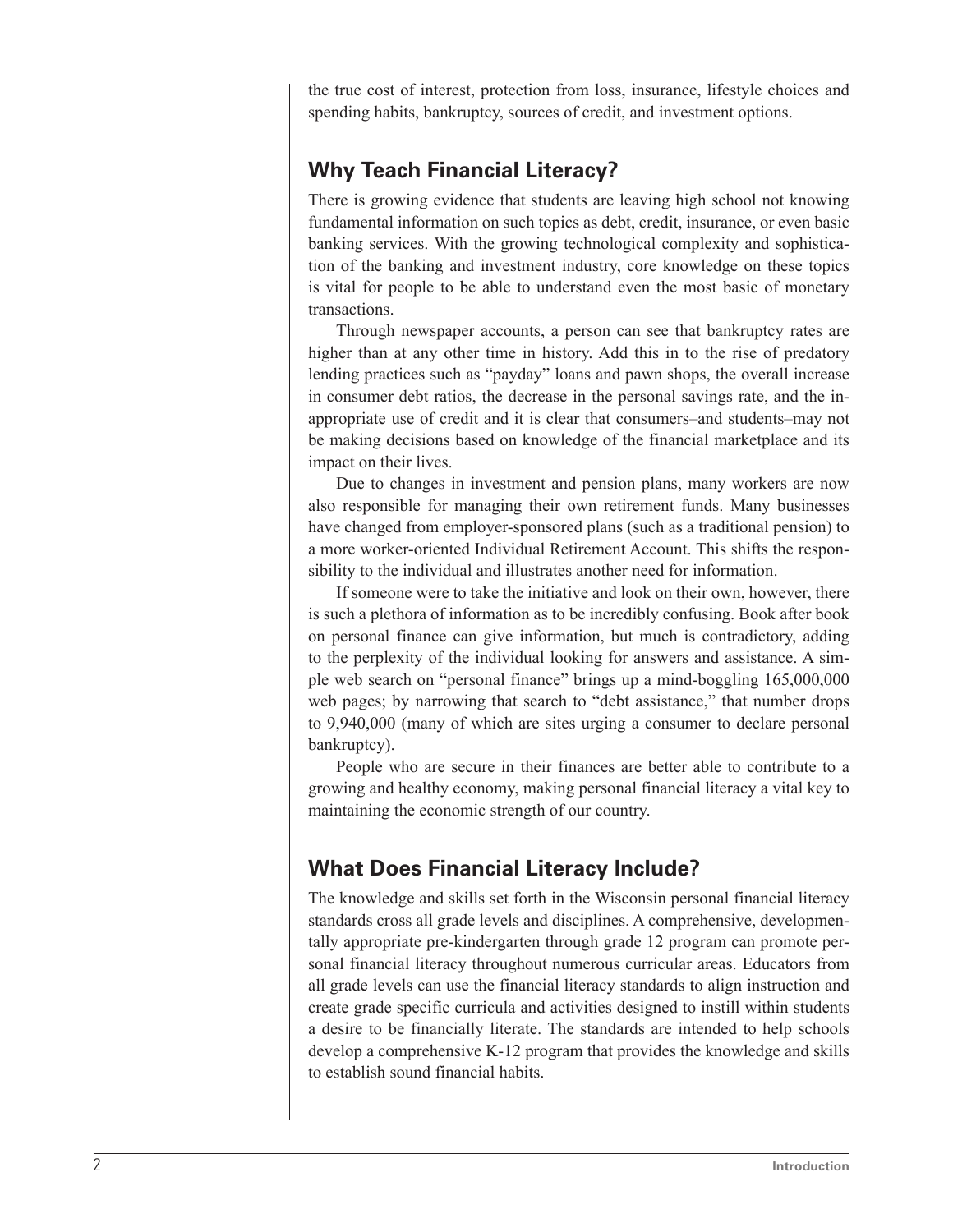the true cost of interest, protection from loss, insurance, lifestyle choices and spending habits, bankruptcy, sources of credit, and investment options.

## Why Teach Financial Literacy?

There is growing evidence that students are leaving high school not knowing fundamental information on such topics as debt, credit, insurance, or even basic banking services. With the growing technological complexity and sophistication of the banking and investment industry, core knowledge on these topics is vital for people to be able to understand even the most basic of monetary transactions.

Through newspaper accounts, a person can see that bankruptcy rates are higher than at any other time in history. Add this in to the rise of predatory lending practices such as "payday" loans and pawn shops, the overall increase in consumer debt ratios, the decrease in the personal savings rate, and the inappropriate use of credit and it is clear that consumers–and students–may not be making decisions based on knowledge of the financial marketplace and its impact on their lives.

Due to changes in investment and pension plans, many workers are now also responsible for managing their own retirement funds. Many businesses have changed from employer-sponsored plans (such as a traditional pension) to a more worker-oriented Individual Retirement Account. This shifts the responsibility to the individual and illustrates another need for information.

If someone were to take the initiative and look on their own, however, there is such a plethora of information as to be incredibly confusing. Book after book on personal finance can give information, but much is contradictory, adding to the perplexity of the individual looking for answers and assistance. A simple web search on "personal finance" brings up a mind-boggling 165,000,000 web pages; by narrowing that search to "debt assistance," that number drops to 9,940,000 (many of which are sites urging a consumer to declare personal bankruptcy).

People who are secure in their finances are better able to contribute to a growing and healthy economy, making personal financial literacy a vital key to maintaining the economic strength of our country.

## What Does Financial Literacy Include?

The knowledge and skills set forth in the Wisconsin personal financial literacy standards cross all grade levels and disciplines. A comprehensive, developmentally appropriate pre-kindergarten through grade 12 program can promote personal financial literacy throughout numerous curricular areas. Educators from all grade levels can use the financial literacy standards to align instruction and create grade specific curricula and activities designed to instill within students a desire to be financially literate. The standards are intended to help schools develop a comprehensive K-12 program that provides the knowledge and skills to establish sound financial habits.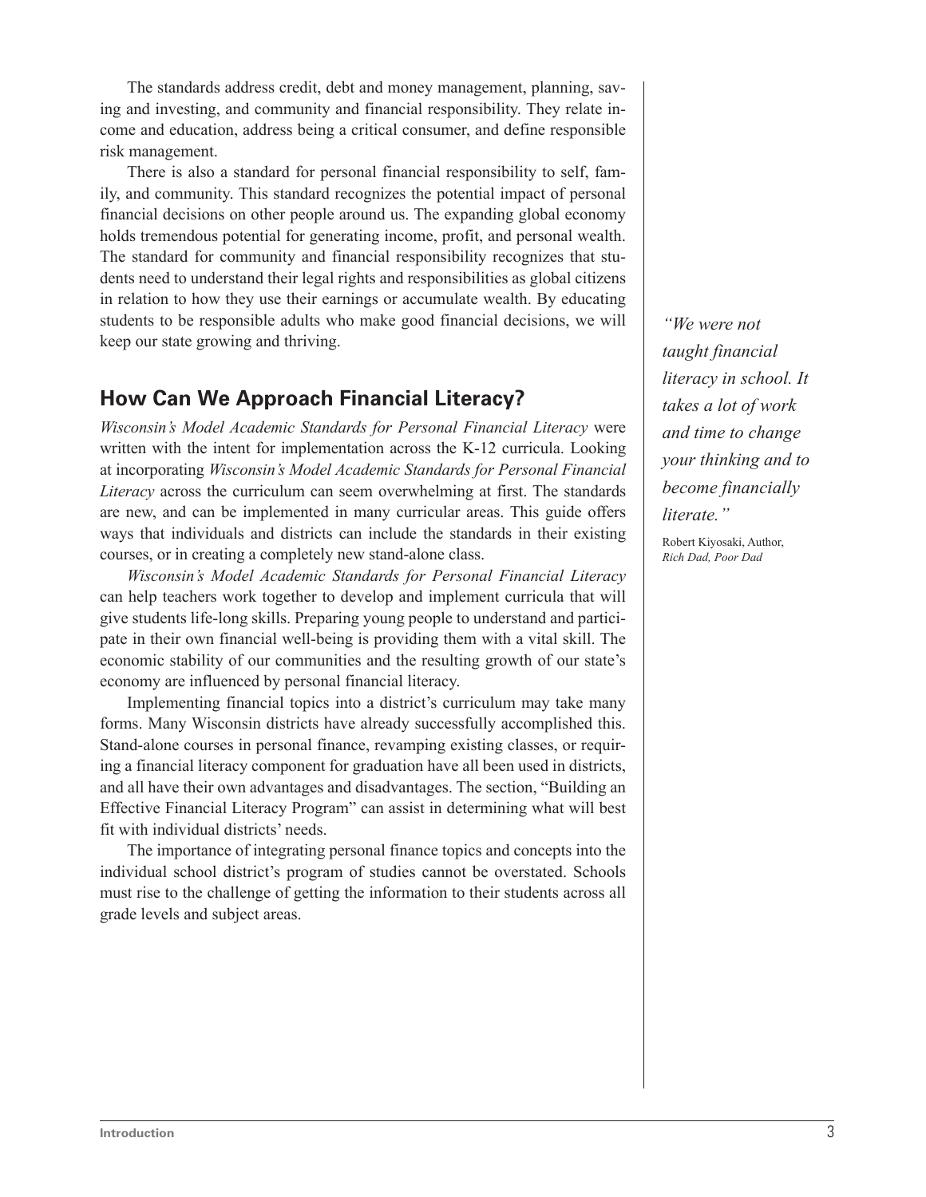The standards address credit, debt and money management, planning, saving and investing, and community and financial responsibility. They relate income and education, address being a critical consumer, and define responsible risk management.

There is also a standard for personal financial responsibility to self, family, and community. This standard recognizes the potential impact of personal financial decisions on other people around us. The expanding global economy holds tremendous potential for generating income, profit, and personal wealth. The standard for community and financial responsibility recognizes that students need to understand their legal rights and responsibilities as global citizens in relation to how they use their earnings or accumulate wealth. By educating students to be responsible adults who make good financial decisions, we will keep our state growing and thriving.

> *"We were not taught financial literacy in school. It takes a lot of work and time to change your thinking and to become financially literate."*
>
> Robert Kiyosaki, Author, *Rich Dad, Poor Dad*

## How Can We Approach Financial Literacy?

*Wisconsin's Model Academic Standards for Personal Financial Literacy* were written with the intent for implementation across the K-12 curricula. Looking at incorporating *Wisconsin's Model Academic Standards for Personal Financial Literacy* across the curriculum can seem overwhelming at first. The standards are new, and can be implemented in many curricular areas. This guide offers ways that individuals and districts can include the standards in their existing courses, or in creating a completely new stand-alone class.

*Wisconsin's Model Academic Standards for Personal Financial Literacy* can help teachers work together to develop and implement curricula that will give students life-long skills. Preparing young people to understand and participate in their own financial well-being is providing them with a vital skill. The economic stability of our communities and the resulting growth of our state's economy are influenced by personal financial literacy.

Implementing financial topics into a district's curriculum may take many forms. Many Wisconsin districts have already successfully accomplished this. Stand-alone courses in personal finance, revamping existing classes, or requiring a financial literacy component for graduation have all been used in districts, and all have their own advantages and disadvantages. The section, "Building an Effective Financial Literacy Program" can assist in determining what will best fit with individual districts' needs.

The importance of integrating personal finance topics and concepts into the individual school district's program of studies cannot be overstated. Schools must rise to the challenge of getting the information to their students across all grade levels and subject areas.